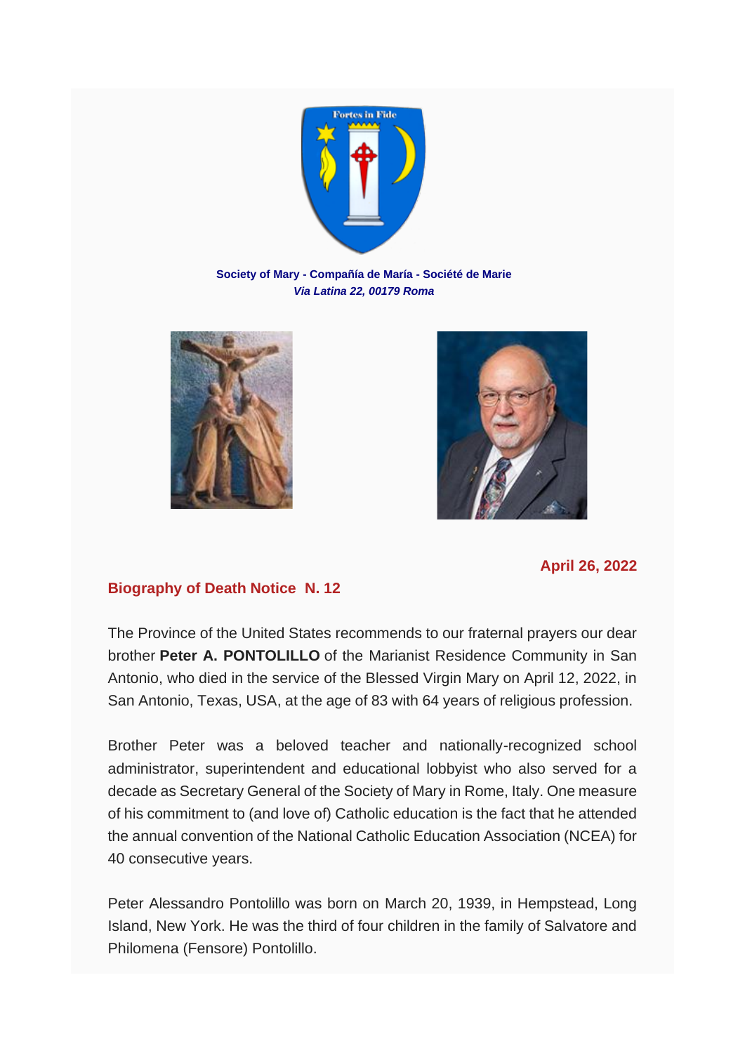Fortes in Fide

**Society of Mary - Compañía de María - Société de Marie**
***Via Latina 22, 00179 Roma***

**April 26, 2022**

## Biography of Death Notice N. 12

The Province of the United States recommends to our fraternal prayers our dear brother **Peter A. PONTOLILLO** of the Marianist Residence Community in San Antonio, who died in the service of the Blessed Virgin Mary on April 12, 2022, in San Antonio, Texas, USA, at the age of 83 with 64 years of religious profession.

Brother Peter was a beloved teacher and nationally-recognized school administrator, superintendent and educational lobbyist who also served for a decade as Secretary General of the Society of Mary in Rome, Italy. One measure of his commitment to (and love of) Catholic education is the fact that he attended the annual convention of the National Catholic Education Association (NCEA) for 40 consecutive years.

Peter Alessandro Pontolillo was born on March 20, 1939, in Hempstead, Long Island, New York. He was the third of four children in the family of Salvatore and Philomena (Fensore) Pontolillo.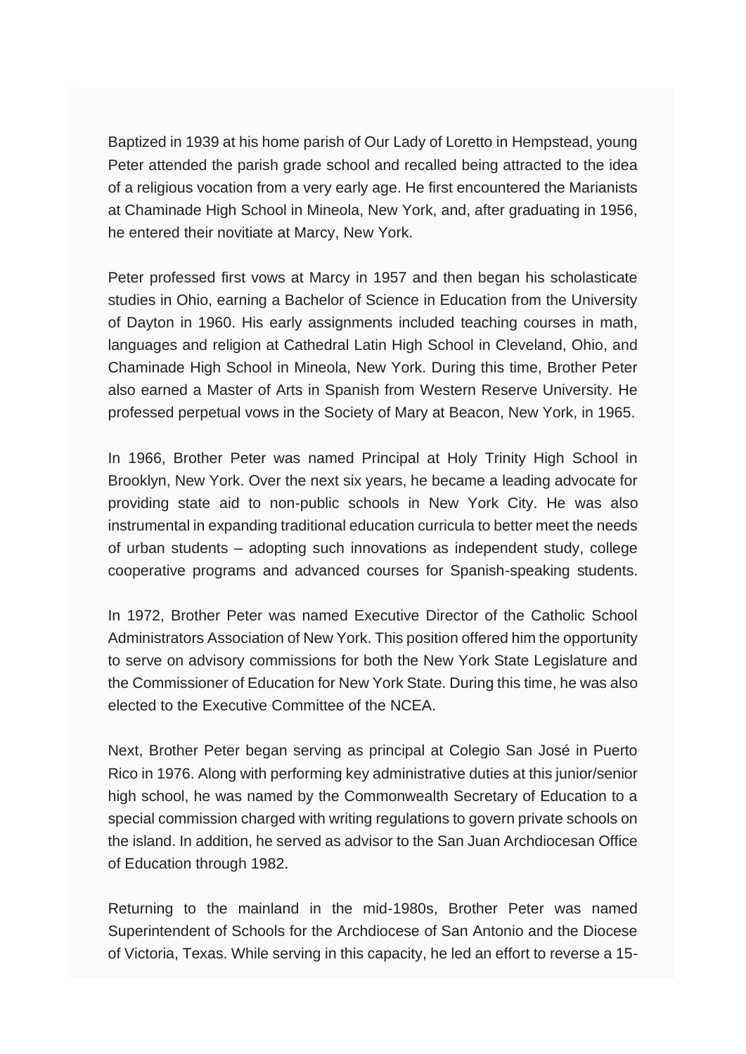Baptized in 1939 at his home parish of Our Lady of Loretto in Hempstead, young Peter attended the parish grade school and recalled being attracted to the idea of a religious vocation from a very early age. He first encountered the Marianists at Chaminade High School in Mineola, New York, and, after graduating in 1956, he entered their novitiate at Marcy, New York.

Peter professed first vows at Marcy in 1957 and then began his scholasticate studies in Ohio, earning a Bachelor of Science in Education from the University of Dayton in 1960. His early assignments included teaching courses in math, languages and religion at Cathedral Latin High School in Cleveland, Ohio, and Chaminade High School in Mineola, New York. During this time, Brother Peter also earned a Master of Arts in Spanish from Western Reserve University. He professed perpetual vows in the Society of Mary at Beacon, New York, in 1965.

In 1966, Brother Peter was named Principal at Holy Trinity High School in Brooklyn, New York. Over the next six years, he became a leading advocate for providing state aid to non-public schools in New York City. He was also instrumental in expanding traditional education curricula to better meet the needs of urban students – adopting such innovations as independent study, college cooperative programs and advanced courses for Spanish-speaking students.

In 1972, Brother Peter was named Executive Director of the Catholic School Administrators Association of New York. This position offered him the opportunity to serve on advisory commissions for both the New York State Legislature and the Commissioner of Education for New York State. During this time, he was also elected to the Executive Committee of the NCEA.

Next, Brother Peter began serving as principal at Colegio San José in Puerto Rico in 1976. Along with performing key administrative duties at this junior/senior high school, he was named by the Commonwealth Secretary of Education to a special commission charged with writing regulations to govern private schools on the island. In addition, he served as advisor to the San Juan Archdiocesan Office of Education through 1982.

Returning to the mainland in the mid-1980s, Brother Peter was named Superintendent of Schools for the Archdiocese of San Antonio and the Diocese of Victoria, Texas. While serving in this capacity, he led an effort to reverse a 15-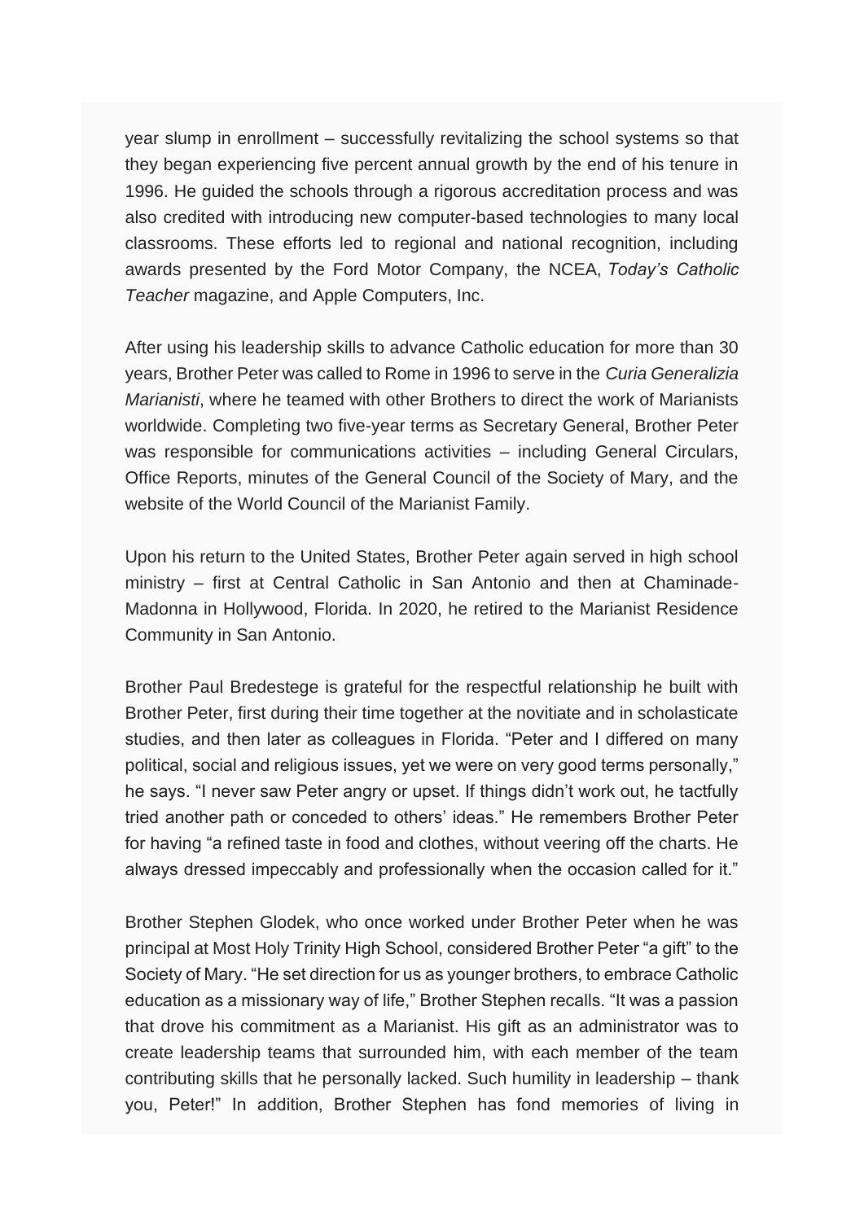year slump in enrollment – successfully revitalizing the school systems so that they began experiencing five percent annual growth by the end of his tenure in 1996. He guided the schools through a rigorous accreditation process and was also credited with introducing new computer-based technologies to many local classrooms. These efforts led to regional and national recognition, including awards presented by the Ford Motor Company, the NCEA, *Today's Catholic Teacher* magazine, and Apple Computers, Inc.

After using his leadership skills to advance Catholic education for more than 30 years, Brother Peter was called to Rome in 1996 to serve in the *Curia Generalizia Marianisti*, where he teamed with other Brothers to direct the work of Marianists worldwide. Completing two five-year terms as Secretary General, Brother Peter was responsible for communications activities – including General Circulars, Office Reports, minutes of the General Council of the Society of Mary, and the website of the World Council of the Marianist Family.

Upon his return to the United States, Brother Peter again served in high school ministry – first at Central Catholic in San Antonio and then at Chaminade-Madonna in Hollywood, Florida. In 2020, he retired to the Marianist Residence Community in San Antonio.

Brother Paul Bredestege is grateful for the respectful relationship he built with Brother Peter, first during their time together at the novitiate and in scholasticate studies, and then later as colleagues in Florida. "Peter and I differed on many political, social and religious issues, yet we were on very good terms personally," he says. "I never saw Peter angry or upset. If things didn't work out, he tactfully tried another path or conceded to others' ideas." He remembers Brother Peter for having "a refined taste in food and clothes, without veering off the charts. He always dressed impeccably and professionally when the occasion called for it."

Brother Stephen Glodek, who once worked under Brother Peter when he was principal at Most Holy Trinity High School, considered Brother Peter "a gift" to the Society of Mary. "He set direction for us as younger brothers, to embrace Catholic education as a missionary way of life," Brother Stephen recalls. "It was a passion that drove his commitment as a Marianist. His gift as an administrator was to create leadership teams that surrounded him, with each member of the team contributing skills that he personally lacked. Such humility in leadership – thank you, Peter!" In addition, Brother Stephen has fond memories of living in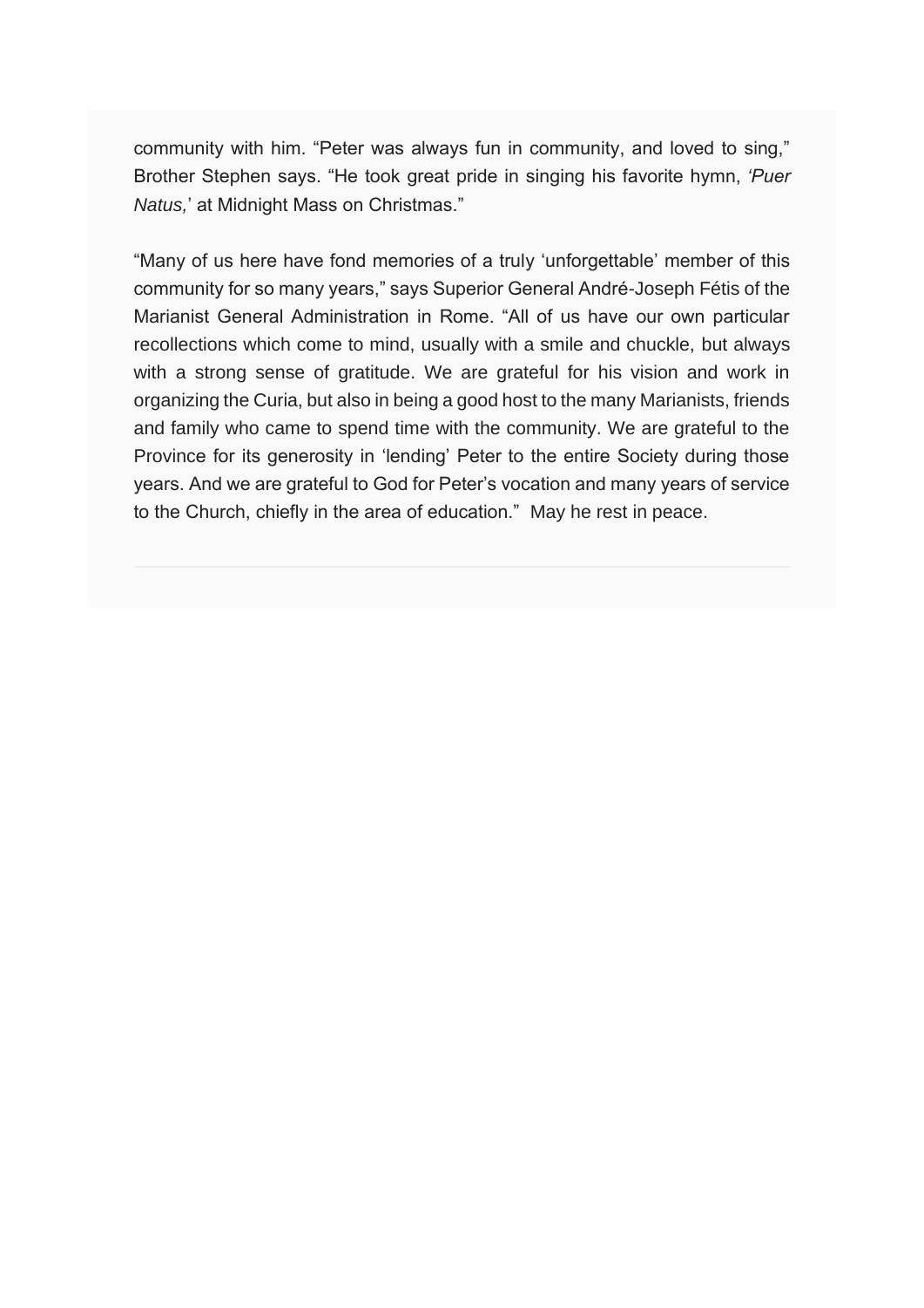community with him. “Peter was always fun in community, and loved to sing,” Brother Stephen says. “He took great pride in singing his favorite hymn, *‘Puer Natus,’* at Midnight Mass on Christmas.”

“Many of us here have fond memories of a truly ‘unforgettable’ member of this community for so many years,” says Superior General André-Joseph Fétis of the Marianist General Administration in Rome. “All of us have our own particular recollections which come to mind, usually with a smile and chuckle, but always with a strong sense of gratitude. We are grateful for his vision and work in organizing the Curia, but also in being a good host to the many Marianists, friends and family who came to spend time with the community. We are grateful to the Province for its generosity in ‘lending’ Peter to the entire Society during those years. And we are grateful to God for Peter’s vocation and many years of service to the Church, chiefly in the area of education.” May he rest in peace.